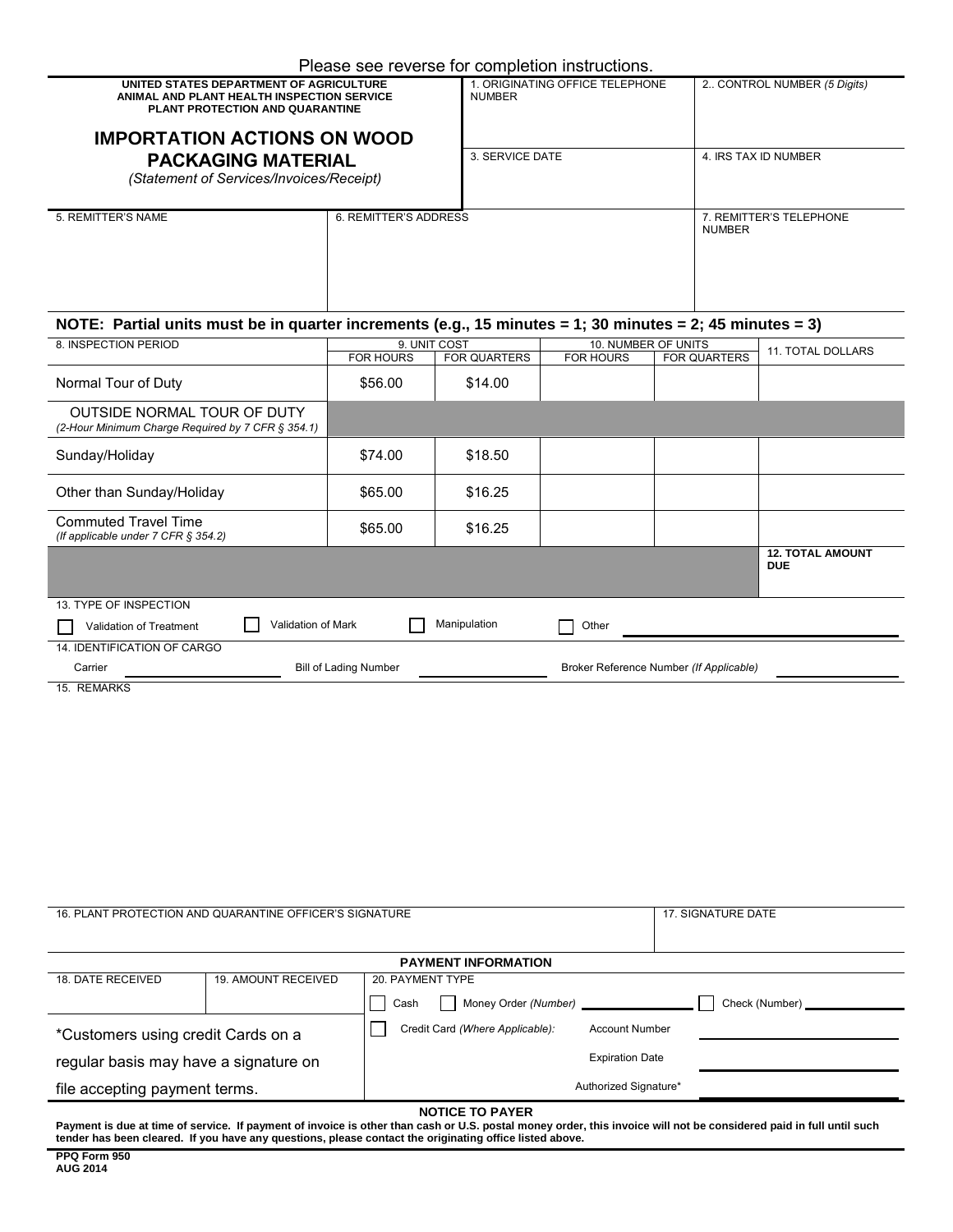Please see reverse for completion instructions.

**UNITED STATES DEPARTMENT OF AGRICULTURE**
**ANIMAL AND PLANT HEALTH INSPECTION SERVICE**
**PLANT PROTECTION AND QUARANTINE**

# IMPORTATION ACTIONS ON WOOD PACKAGING MATERIAL

*(Statement of Services/Invoices/Receipt)*

| 1. ORIGINATING OFFICE TELEPHONE NUMBER | 2.. CONTROL NUMBER *(5 Digits)* |
|---|---|
| | |
| **3. SERVICE DATE** | **4. IRS TAX ID NUMBER** |
| | |

| 5. REMITTER'S NAME | 6. REMITTER'S ADDRESS | 7. REMITTER'S TELEPHONE NUMBER |
|---|---|---|
| | | |

**NOTE: Partial units must be in quarter increments (e.g., 15 minutes = 1; 30 minutes = 2; 45 minutes = 3)**

| 8. INSPECTION PERIOD | 9. UNIT COST | | 10. NUMBER OF UNITS | | 11. TOTAL DOLLARS |
|---|---|---|---|---|---|
| | FOR HOURS | FOR QUARTERS | FOR HOURS | FOR QUARTERS | |
| Normal Tour of Duty | $56.00 | $14.00 | | | |
| OUTSIDE NORMAL TOUR OF DUTY *(2-Hour Minimum Charge Required by 7 CFR § 354.1)* | | | | | |
| Sunday/Holiday | $74.00 | $18.50 | | | |
| Other than Sunday/Holiday | $65.00 | $16.25 | | | |
| Commuted Travel Time *(If applicable under 7 CFR § 354.2)* | $65.00 | $16.25 | | | |
| | | | | | **12. TOTAL AMOUNT DUE** |

13. TYPE OF INSPECTION

☐ Validation of Treatment ☐ Validation of Mark ☐ Manipulation ☐ Other ____________

14. IDENTIFICATION OF CARGO

Carrier ____________ Bill of Lading Number ____________ Broker Reference Number *(If Applicable)* ____________

15. REMARKS

| 16. PLANT PROTECTION AND QUARANTINE OFFICER'S SIGNATURE | 17. SIGNATURE DATE |
|---|---|
| | |

**PAYMENT INFORMATION**

| 18. DATE RECEIVED | 19. AMOUNT RECEIVED | 20. PAYMENT TYPE |
|---|---|---|
| | | ☐ Cash ☐ Money Order *(Number)* ____________ ☐ Check (Number) ____________ |

*Customers using credit Cards on a regular basis may have a signature on file accepting payment terms.

☐ Credit Card *(Where Applicable):* Account Number ____________

Expiration Date ____________

Authorized Signature* ____________

**NOTICE TO PAYER**

**Payment is due at time of service. If payment of invoice is other than cash or U.S. postal money order, this invoice will not be considered paid in full until such tender has been cleared. If you have any questions, please contact the originating office listed above.**

**PPQ Form 950**
**AUG 2014**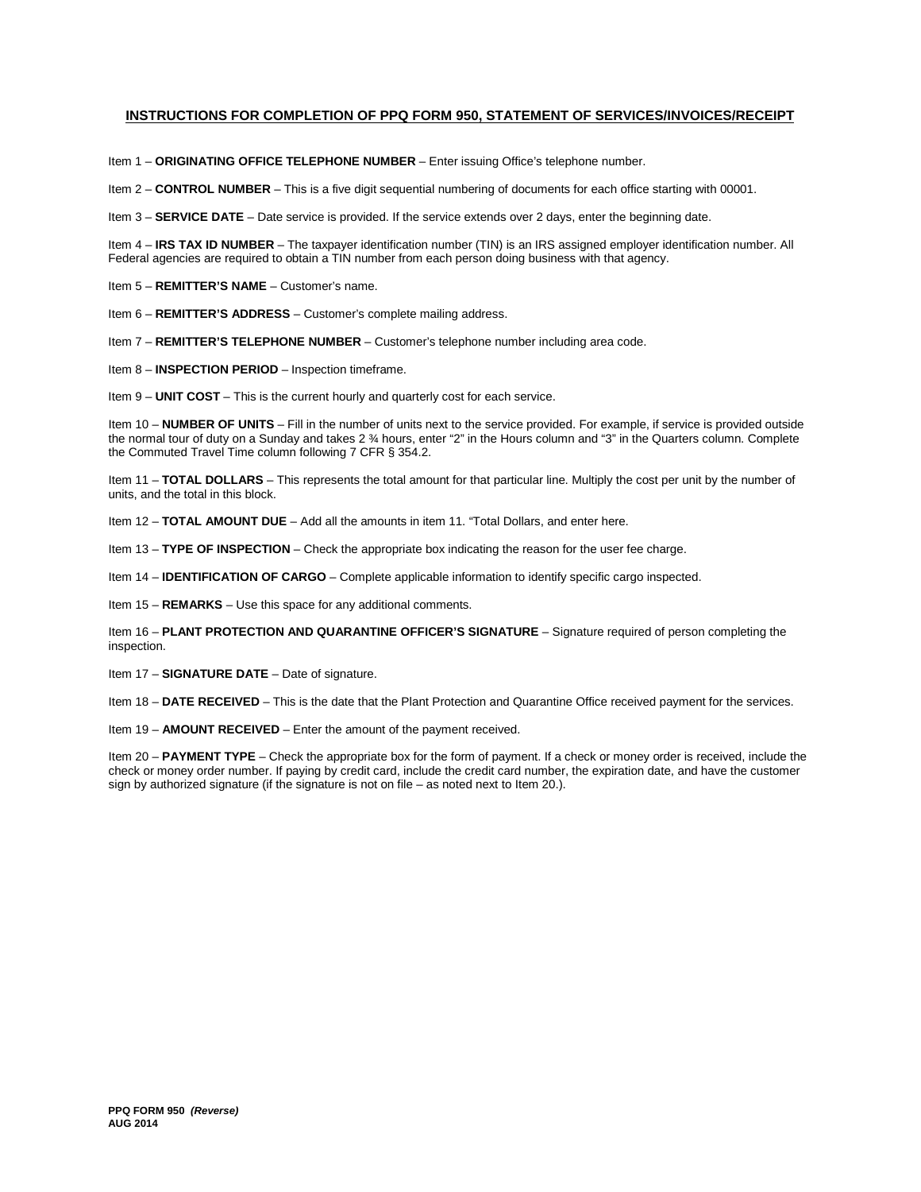## INSTRUCTIONS FOR COMPLETION OF PPQ FORM 950, STATEMENT OF SERVICES/INVOICES/RECEIPT

Item 1 – **ORIGINATING OFFICE TELEPHONE NUMBER** – Enter issuing Office's telephone number.

Item 2 – **CONTROL NUMBER** – This is a five digit sequential numbering of documents for each office starting with 00001.

Item 3 – **SERVICE DATE** – Date service is provided. If the service extends over 2 days, enter the beginning date.

Item 4 – **IRS TAX ID NUMBER** – The taxpayer identification number (TIN) is an IRS assigned employer identification number. All Federal agencies are required to obtain a TIN number from each person doing business with that agency.

Item 5 – **REMITTER'S NAME** – Customer's name.

Item 6 – **REMITTER'S ADDRESS** – Customer's complete mailing address.

Item 7 – **REMITTER'S TELEPHONE NUMBER** – Customer's telephone number including area code.

Item 8 – **INSPECTION PERIOD** – Inspection timeframe.

Item 9 – **UNIT COST** – This is the current hourly and quarterly cost for each service.

Item 10 – **NUMBER OF UNITS** – Fill in the number of units next to the service provided. For example, if service is provided outside the normal tour of duty on a Sunday and takes 2 ¾ hours, enter "2" in the Hours column and "3" in the Quarters column. Complete the Commuted Travel Time column following 7 CFR § 354.2.

Item 11 – **TOTAL DOLLARS** – This represents the total amount for that particular line. Multiply the cost per unit by the number of units, and the total in this block.

Item 12 – **TOTAL AMOUNT DUE** – Add all the amounts in item 11. "Total Dollars, and enter here.

Item 13 – **TYPE OF INSPECTION** – Check the appropriate box indicating the reason for the user fee charge.

Item 14 – **IDENTIFICATION OF CARGO** – Complete applicable information to identify specific cargo inspected.

Item 15 – **REMARKS** – Use this space for any additional comments.

Item 16 – **PLANT PROTECTION AND QUARANTINE OFFICER'S SIGNATURE** – Signature required of person completing the inspection.

Item 17 – **SIGNATURE DATE** – Date of signature.

Item 18 – **DATE RECEIVED** – This is the date that the Plant Protection and Quarantine Office received payment for the services.

Item 19 – **AMOUNT RECEIVED** – Enter the amount of the payment received.

Item 20 – **PAYMENT TYPE** – Check the appropriate box for the form of payment. If a check or money order is received, include the check or money order number. If paying by credit card, include the credit card number, the expiration date, and have the customer sign by authorized signature (if the signature is not on file – as noted next to Item 20.).

**PPQ FORM 950** ***(Reverse)***
**AUG 2014**